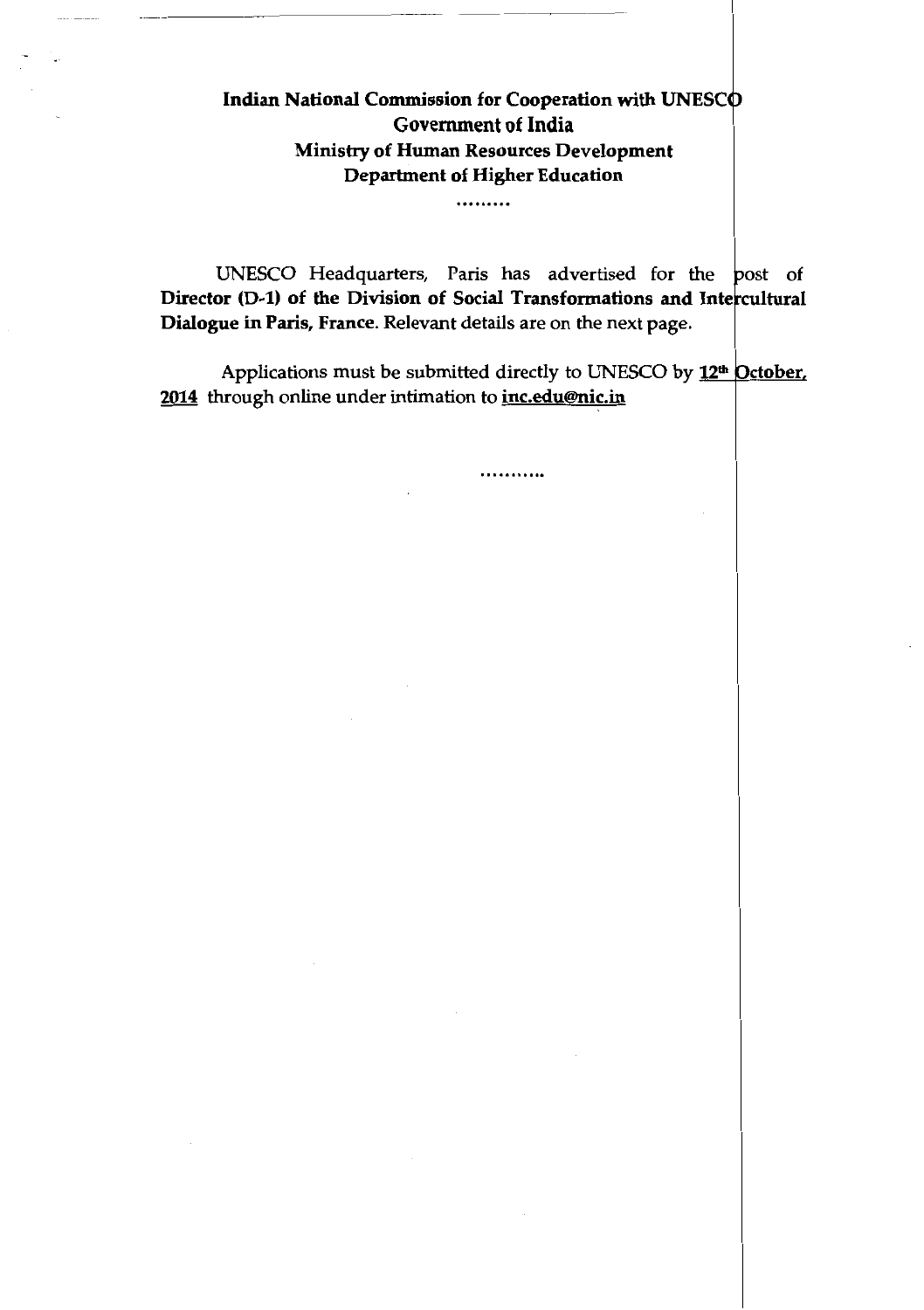**Indian National Commission for Cooperation with UNESCO**
**Government of India**
**Ministry of Human Resources Development**
**Department of Higher Education**

.........

UNESCO Headquarters, Paris has advertised for the post of **Director (D-1) of the Division of Social Transformations and Intercultural Dialogue in Paris, France**. Relevant details are on the next page.

Applications must be submitted directly to UNESCO by **12th October, 2014** through online under intimation to **inc.edu@nic.in**

...........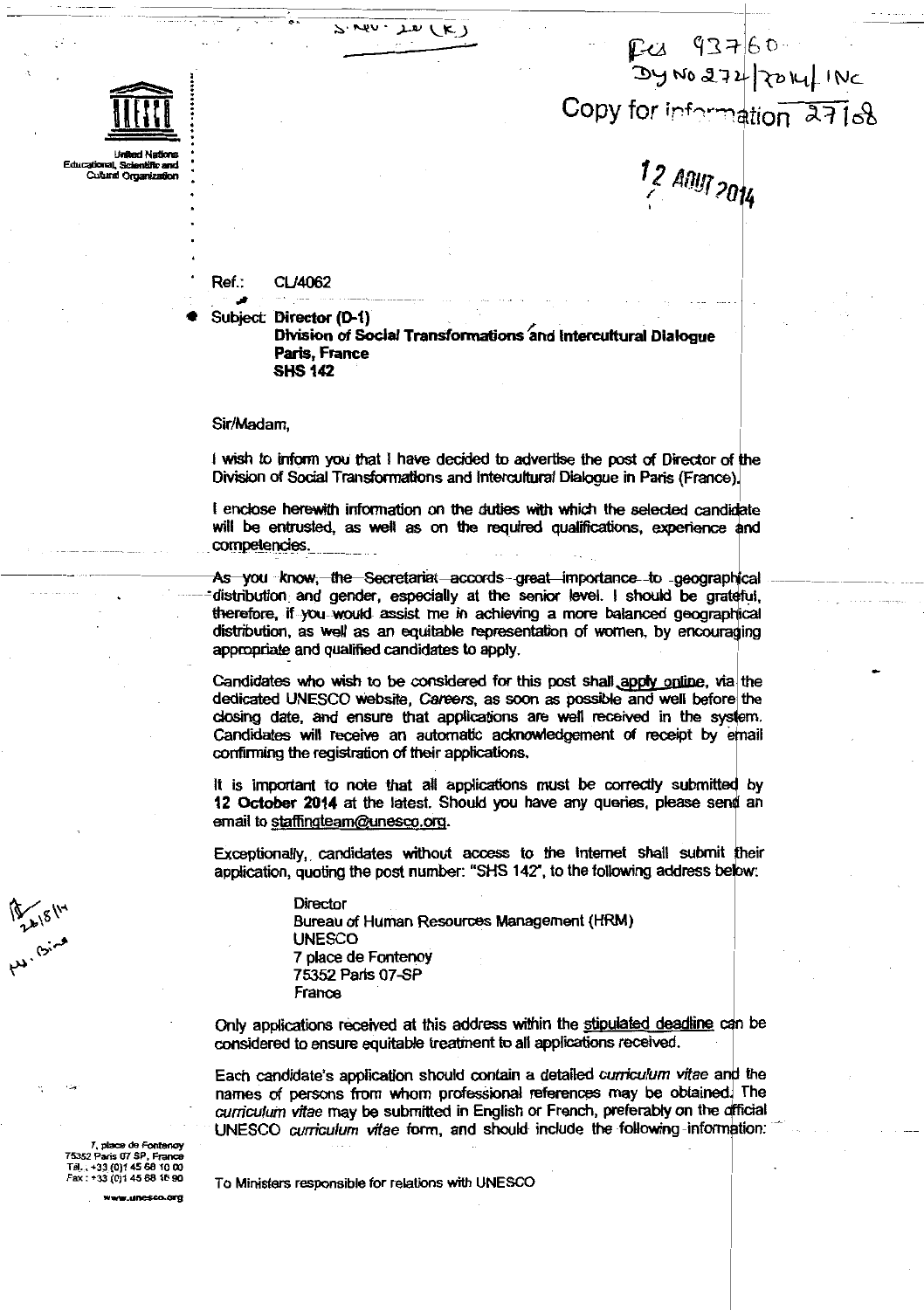United Nations Educational, Scientific and Cultural Organization

Copy for information

12 AOUT 2014

Ref.: CL/4062

Subject: **Director (D-1)**
**Division of Social Transformations and Intercultural Dialogue**
**Paris, France**
**SHS 142**

Sir/Madam,

I wish to inform you that I have decided to advertise the post of Director of the Division of Social Transformations and Intercultural Dialogue in Paris (France).

I enclose herewith information on the duties with which the selected candidate will be entrusted, as well as on the required qualifications, experience and competencies.

As you know, the Secretariat accords great importance to geographical distribution and gender, especially at the senior level. I should be grateful, therefore, if you would assist me in achieving a more balanced geographical distribution, as well as an equitable representation of women, by encouraging appropriate and qualified candidates to apply.

Candidates who wish to be considered for this post shall apply online, via the dedicated UNESCO website, *Careers*, as soon as possible and well before the closing date, and ensure that applications are well received in the system. Candidates will receive an automatic acknowledgement of receipt by email confirming the registration of their applications.

It is important to note that all applications must be correctly submitted by **12 October 2014** at the latest. Should you have any queries, please send an email to staffingteam@unesco.org.

Exceptionally, candidates without access to the Internet shall submit their application, quoting the post number: "SHS 142", to the following address below:

Director
Bureau of Human Resources Management (HRM)
UNESCO
7 place de Fontenoy
75352 Paris 07-SP
France

Only applications received at this address within the stipulated deadline can be considered to ensure equitable treatment to all applications received.

Each candidate's application should contain a detailed *curriculum vitae* and the names of persons from whom professional references may be obtained. The *curriculum vitae* may be submitted in English or French, preferably on the official UNESCO *curriculum vitae* form, and should include the following information:

To Ministers responsible for relations with UNESCO

7, place de Fontenoy
75352 Paris 07 SP, France
Tél. : +33 (0)1 45 68 10 00
Fax : +33 (0)1 45 68 16 90

www.unesco.org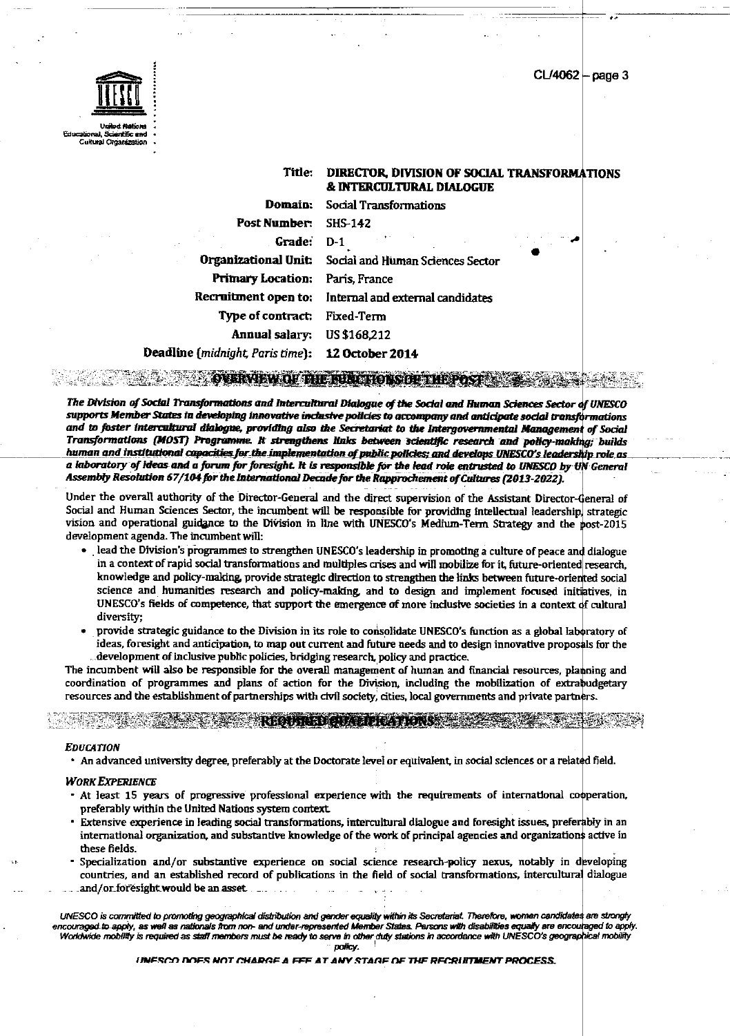United Nations Educational, Scientific and Cultural Organization

| | |
|---|---|
| **Title:** | **DIRECTOR, DIVISION OF SOCIAL TRANSFORMATIONS & INTERCULTURAL DIALOGUE** |
| **Domain:** | Social Transformations |
| **Post Number:** | SHS-142 |
| **Grade:** | D-1 |
| **Organizational Unit:** | Social and Human Sciences Sector |
| **Primary Location:** | Paris, France |
| **Recruitment open to:** | Internal and external candidates |
| **Type of contract:** | Fixed-Term |
| **Annual salary:** | US $168,212 |
| **Deadline** (*midnight, Paris time*)**:** | **12 October 2014** |

## OVERVIEW OF THE FUNCTIONS OF THE POST

***The Division of Social Transformations and Intercultural Dialogue of the Social and Human Sciences Sector of UNESCO supports Member States in developing innovative inclusive policies to accompany and anticipate social transformations and to foster intercultural dialogue, providing also the Secretariat to the Intergovernmental Management of Social Transformations (MOST) Programme. It strengthens links between scientific research and policy-making; builds human and institutional capacities for the implementation of public policies; and develops UNESCO's leadership role as a laboratory of ideas and a forum for foresight. It is responsible for the lead role entrusted to UNESCO by UN General Assembly Resolution 67/104 for the International Decade for the Rapprochement of Cultures (2013-2022).***

Under the overall authority of the Director-General and the direct supervision of the Assistant Director-General of Social and Human Sciences Sector, the incumbent will be responsible for providing intellectual leadership, strategic vision and operational guidance to the Division in line with UNESCO's Medium-Term Strategy and the post-2015 development agenda. The incumbent will:

- lead the Division's programmes to strengthen UNESCO's leadership in promoting a culture of peace and dialogue in a context of rapid social transformations and multiples crises and will mobilize for it, future-oriented research, knowledge and policy-making, provide strategic direction to strengthen the links between future-oriented social science and humanities research and policy-making, and to design and implement focused initiatives, in UNESCO's fields of competence, that support the emergence of more inclusive societies in a context of cultural diversity;
- provide strategic guidance to the Division in its role to consolidate UNESCO's function as a global laboratory of ideas, foresight and anticipation, to map out current and future needs and to design innovative proposals for the development of inclusive public policies, bridging research, policy and practice.

The incumbent will also be responsible for the overall management of human and financial resources, planning and coordination of programmes and plans of action for the Division, including the mobilization of extrabudgetary resources and the establishment of partnerships with civil society, cities, local governments and private partners.

## REQUIRED QUALIFICATIONS

### *EDUCATION*

- An advanced university degree, preferably at the Doctorate level or equivalent, in social sciences or a related field.

### *WORK EXPERIENCE*

- At least 15 years of progressive professional experience with the requirements of international cooperation, preferably within the United Nations system context.
- Extensive experience in leading social transformations, intercultural dialogue and foresight issues, preferably in an international organization, and substantive knowledge of the work of principal agencies and organizations active in these fields.
- Specialization and/or substantive experience on social science research-policy nexus, notably in developing countries, and an established record of publications in the field of social transformations, intercultural dialogue and/or foresight would be an asset.

*UNESCO is committed to promoting geographical distribution and gender equality within its Secretariat. Therefore, women candidates are strongly encouraged to apply, as well as nationals from non- and under-represented Member States. Persons with disabilities equally are encouraged to apply. Worldwide mobility is required as staff members must be ready to serve in other duty stations in accordance with UNESCO's geographical mobility policy.*

*UNESCO DOES NOT CHARGE A FEE AT ANY STAGE OF THE RECRUITMENT PROCESS.*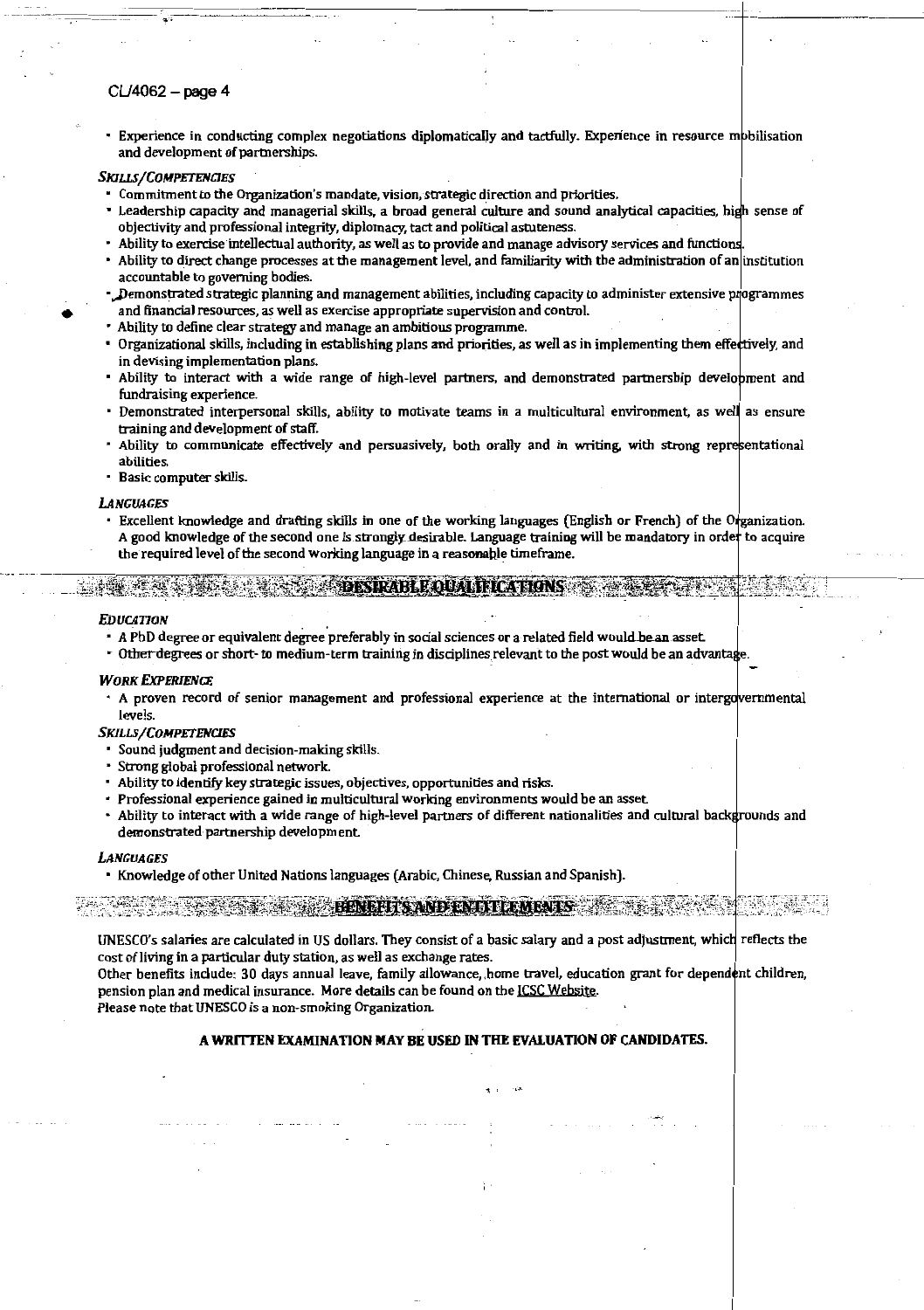- Experience in conducting complex negotiations diplomatically and tactfully. Experience in resource mobilisation and development of partnerships.

*SKILLS/COMPETENCIES*

- Commitment to the Organization's mandate, vision, strategic direction and priorities.
- Leadership capacity and managerial skills, a broad general culture and sound analytical capacities, high sense of objectivity and professional integrity, diplomacy, tact and political astuteness.
- Ability to exercise intellectual authority, as well as to provide and manage advisory services and functions.
- Ability to direct change processes at the management level, and familiarity with the administration of an institution accountable to governing bodies.
- Demonstrated strategic planning and management abilities, including capacity to administer extensive programmes and financial resources, as well as exercise appropriate supervision and control.
- Ability to define clear strategy and manage an ambitious programme.
- Organizational skills, including in establishing plans and priorities, as well as in implementing them effectively, and in devising implementation plans.
- Ability to interact with a wide range of high-level partners, and demonstrated partnership development and fundraising experience.
- Demonstrated interpersonal skills, ability to motivate teams in a multicultural environment, as well as ensure training and development of staff.
- Ability to communicate effectively and persuasively, both orally and in writing, with strong representational abilities.
- Basic computer skills.

*LANGUAGES*

- Excellent knowledge and drafting skills in one of the working languages (English or French) of the Organization. A good knowledge of the second one is strongly desirable. Language training will be mandatory in order to acquire the required level of the second working language in a reasonable timeframe.

## DESIRABLE QUALIFICATIONS

*EDUCATION*

- A PhD degree or equivalent degree preferably in social sciences or a related field would be an asset.
- Other degrees or short- to medium-term training in disciplines relevant to the post would be an advantage.

*WORK EXPERIENCE*

- A proven record of senior management and professional experience at the international or intergovernmental levels.

*SKILLS/COMPETENCIES*

- Sound judgment and decision-making skills.
- Strong global professional network.
- Ability to identify key strategic issues, objectives, opportunities and risks.
- Professional experience gained in multicultural working environments would be an asset.
- Ability to interact with a wide range of high-level partners of different nationalities and cultural backgrounds and demonstrated partnership development.

*LANGUAGES*

- Knowledge of other United Nations languages (Arabic, Chinese, Russian and Spanish).

## BENEFITS AND ENTITLEMENTS

UNESCO's salaries are calculated in US dollars. They consist of a basic salary and a post adjustment, which reflects the cost of living in a particular duty station, as well as exchange rates.

Other benefits include: 30 days annual leave, family allowance, home travel, education grant for dependent children, pension plan and medical insurance. More details can be found on the ICSC Website.

Please note that UNESCO is a non-smoking Organization.

**A WRITTEN EXAMINATION MAY BE USED IN THE EVALUATION OF CANDIDATES.**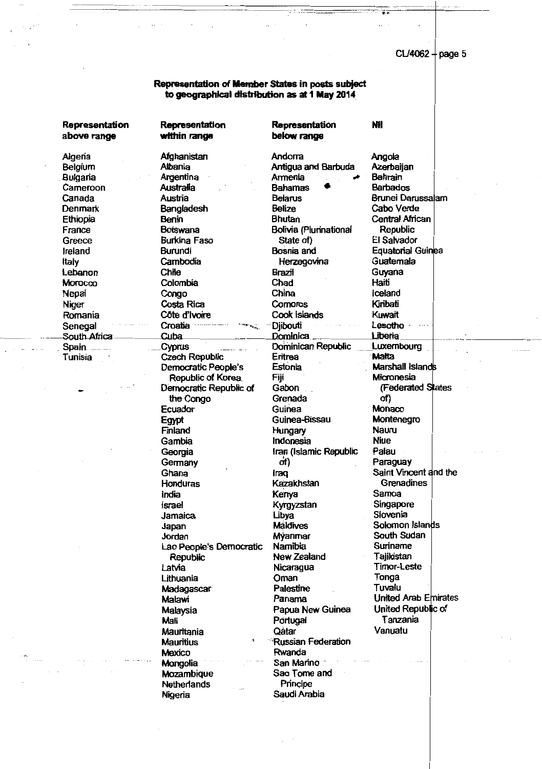**Representation of Member States in posts subject to geographical distribution as at 1 May 2014**

| Representation above range | Representation within range | Representation below range | Nil |
|---|---|---|---|
| Algeria | Afghanistan | Andorra | Angola |
| Belgium | Albania | Antigua and Barbuda | Azerbaijan |
| Bulgaria | Argentina | Armenia | Bahrain |
| Cameroon | Australia | Bahamas | Barbados |
| Canada | Austria | Belarus | Brunei Darussalam |
| Denmark | Bangladesh | Belize | Cabo Verde |
| Ethiopia | Benin | Bhutan | Central African Republic |
| France | Botswana | Bolivia (Plurinational State of) | El Salvador |
| Greece | Burkina Faso | Bosnia and Herzegovina | Equatorial Guinea |
| Ireland | Burundi | Brazil | Guatemala |
| Italy | Cambodia | Chad | Guyana |
| Lebanon | Chile | China | Haiti |
| Morocco | Colombia | Comoros | Iceland |
| Nepal | Congo | Cook Islands | Kiribati |
| Niger | Costa Rica | Djibouti | Kuwait |
| Romania | Côte d'Ivoire | Dominica | Lesotho |
| Senegal | Croatia | Dominican Republic | Liberia |
| South Africa | Cuba | Eritrea | Luxembourg |
| Spain | Cyprus | Estonia | Malta |
| Tunisia | Czech Republic | Fiji | Marshall Islands |
| | Democratic People's Republic of Korea | Gabon | Micronesia (Federated States of) |
| | Democratic Republic of the Congo | Grenada | Monaco |
| | Ecuador | Guinea | Montenegro |
| | Egypt | Guinea-Bissau | Nauru |
| | Finland | Hungary | Niue |
| | Gambia | Indonesia | Palau |
| | Georgia | Iran (Islamic Republic of) | Paraguay |
| | Germany | Iraq | Saint Vincent and the Grenadines |
| | Ghana | Kazakhstan | Samoa |
| | Honduras | Kenya | Singapore |
| | India | Kyrgyzstan | Slovenia |
| | Israel | Libya | Solomon Islands |
| | Jamaica | Maldives | South Sudan |
| | Japan | Myanmar | Suriname |
| | Jordan | Namibia | Tajikistan |
| | Lao People's Democratic Republic | New Zealand | Timor-Leste |
| | Latvia | Nicaragua | Tonga |
| | Lithuania | Oman | Tuvalu |
| | Madagascar | Palestine | United Arab Emirates |
| | Malawi | Panama | United Republic of Tanzania |
| | Malaysia | Papua New Guinea | Vanuatu |
| | Mali | Portugal | |
| | Mauritania | Qatar | |
| | Mauritius | Russian Federation | |
| | Mexico | Rwanda | |
| | Mongolia | San Marino | |
| | Mozambique | Sao Tome and Principe | |
| | Netherlands | Saudi Arabia | |
| | Nigeria | | |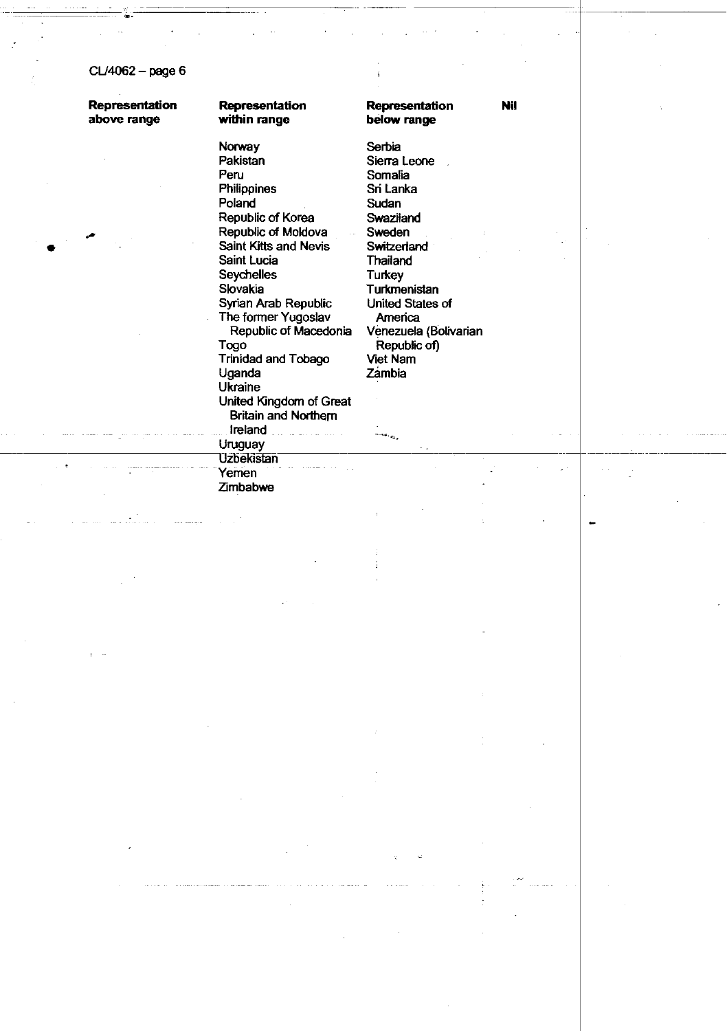| Representation above range | Representation within range | Representation below range | Nil |
|---|---|---|---|
| | Norway | Serbia | |
| | Pakistan | Sierra Leone | |
| | Peru | Somalia | |
| | Philippines | Sri Lanka | |
| | Poland | Sudan | |
| | Republic of Korea | Swaziland | |
| | Republic of Moldova | Sweden | |
| | Saint Kitts and Nevis | Switzerland | |
| | Saint Lucia | Thailand | |
| | Seychelles | Turkey | |
| | Slovakia | Turkmenistan | |
| | Syrian Arab Republic | United States of America | |
| | The former Yugoslav Republic of Macedonia | Venezuela (Bolivarian Republic of) | |
| | Togo | Viet Nam | |
| | Trinidad and Tobago | Zambia | |
| | Uganda | | |
| | Ukraine | | |
| | United Kingdom of Great Britain and Northern Ireland | | |
| | Uruguay | | |
| | Uzbekistan | | |
| | Yemen | | |
| | Zimbabwe | | |